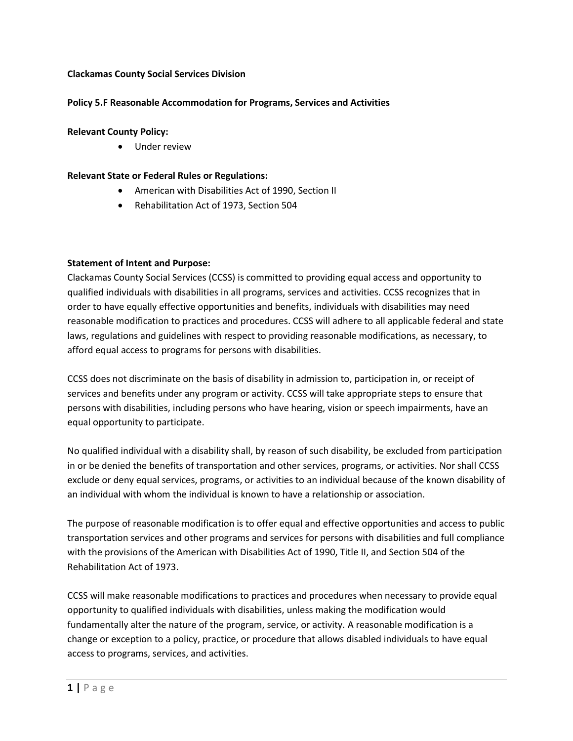**Clackamas County Social Services Division**

**Policy 5.F Reasonable Accommodation for Programs, Services and Activities**

**Relevant County Policy:**

- Under review

**Relevant State or Federal Rules or Regulations:**

- American with Disabilities Act of 1990, Section II
- Rehabilitation Act of 1973, Section 504

**Statement of Intent and Purpose:**

Clackamas County Social Services (CCSS) is committed to providing equal access and opportunity to qualified individuals with disabilities in all programs, services and activities. CCSS recognizes that in order to have equally effective opportunities and benefits, individuals with disabilities may need reasonable modification to practices and procedures. CCSS will adhere to all applicable federal and state laws, regulations and guidelines with respect to providing reasonable modifications, as necessary, to afford equal access to programs for persons with disabilities.

CCSS does not discriminate on the basis of disability in admission to, participation in, or receipt of services and benefits under any program or activity. CCSS will take appropriate steps to ensure that persons with disabilities, including persons who have hearing, vision or speech impairments, have an equal opportunity to participate.

No qualified individual with a disability shall, by reason of such disability, be excluded from participation in or be denied the benefits of transportation and other services, programs, or activities. Nor shall CCSS exclude or deny equal services, programs, or activities to an individual because of the known disability of an individual with whom the individual is known to have a relationship or association.

The purpose of reasonable modification is to offer equal and effective opportunities and access to public transportation services and other programs and services for persons with disabilities and full compliance with the provisions of the American with Disabilities Act of 1990, Title II, and Section 504 of the Rehabilitation Act of 1973.

CCSS will make reasonable modifications to practices and procedures when necessary to provide equal opportunity to qualified individuals with disabilities, unless making the modification would fundamentally alter the nature of the program, service, or activity. A reasonable modification is a change or exception to a policy, practice, or procedure that allows disabled individuals to have equal access to programs, services, and activities.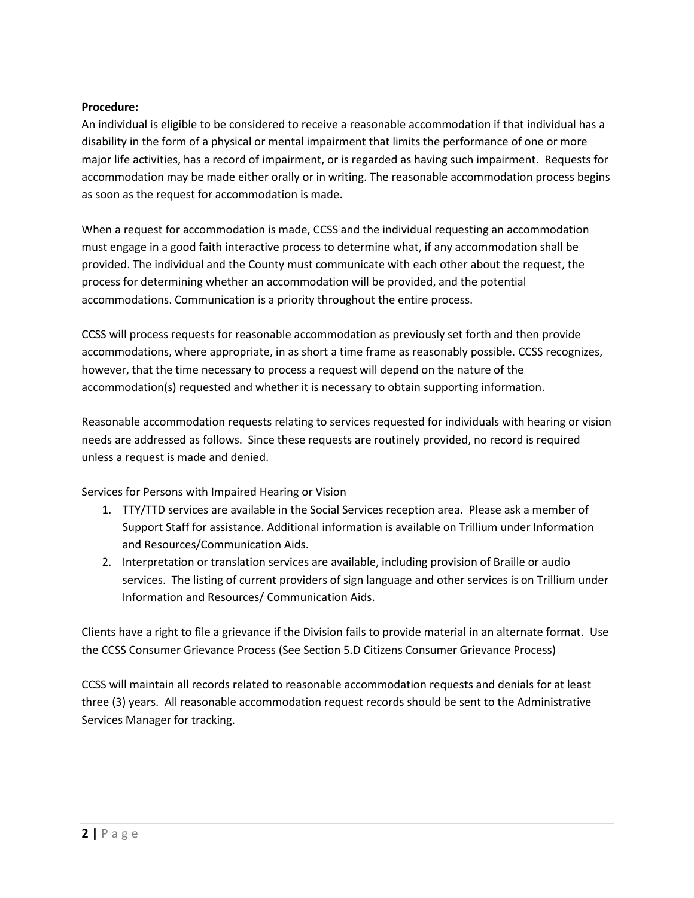**Procedure:**

An individual is eligible to be considered to receive a reasonable accommodation if that individual has a disability in the form of a physical or mental impairment that limits the performance of one or more major life activities, has a record of impairment, or is regarded as having such impairment. Requests for accommodation may be made either orally or in writing. The reasonable accommodation process begins as soon as the request for accommodation is made.

When a request for accommodation is made, CCSS and the individual requesting an accommodation must engage in a good faith interactive process to determine what, if any accommodation shall be provided. The individual and the County must communicate with each other about the request, the process for determining whether an accommodation will be provided, and the potential accommodations. Communication is a priority throughout the entire process.

CCSS will process requests for reasonable accommodation as previously set forth and then provide accommodations, where appropriate, in as short a time frame as reasonably possible. CCSS recognizes, however, that the time necessary to process a request will depend on the nature of the accommodation(s) requested and whether it is necessary to obtain supporting information.

Reasonable accommodation requests relating to services requested for individuals with hearing or vision needs are addressed as follows. Since these requests are routinely provided, no record is required unless a request is made and denied.

Services for Persons with Impaired Hearing or Vision

1. TTY/TTD services are available in the Social Services reception area. Please ask a member of Support Staff for assistance. Additional information is available on Trillium under Information and Resources/Communication Aids.
2. Interpretation or translation services are available, including provision of Braille or audio services. The listing of current providers of sign language and other services is on Trillium under Information and Resources/ Communication Aids.

Clients have a right to file a grievance if the Division fails to provide material in an alternate format. Use the CCSS Consumer Grievance Process (See Section 5.D Citizens Consumer Grievance Process)

CCSS will maintain all records related to reasonable accommodation requests and denials for at least three (3) years. All reasonable accommodation request records should be sent to the Administrative Services Manager for tracking.